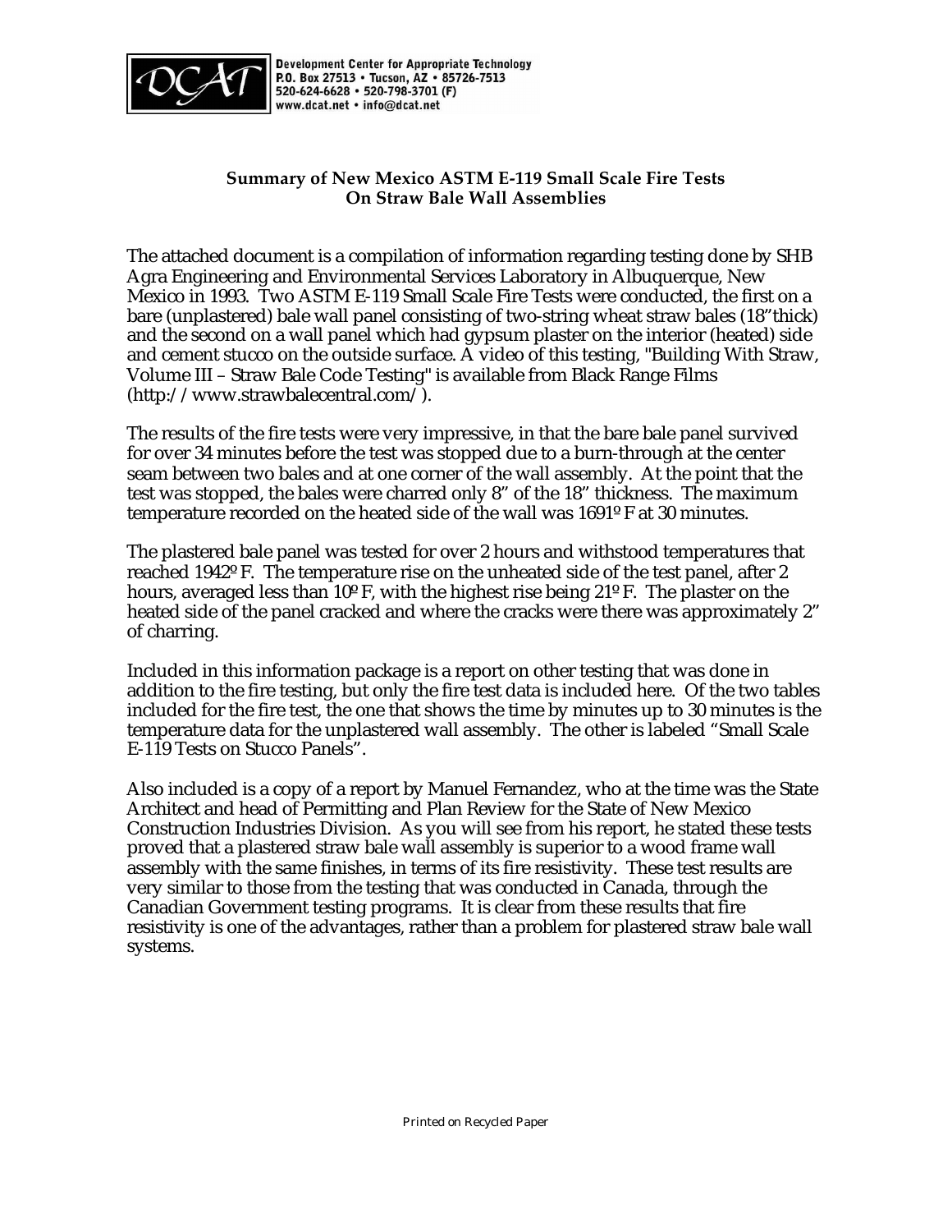Development Center for Appropriate Technology
P.O. Box 27513 • Tucson, AZ • 85726-7513
520-624-6628 • 520-798-3701 (F)
www.dcat.net • info@dcat.net

## Summary of New Mexico ASTM E-119 Small Scale Fire Tests On Straw Bale Wall Assemblies

The attached document is a compilation of information regarding testing done by SHB Agra Engineering and Environmental Services Laboratory in Albuquerque, New Mexico in 1993. Two ASTM E-119 Small Scale Fire Tests were conducted, the first on a bare (unplastered) bale wall panel consisting of two-string wheat straw bales (18"thick) and the second on a wall panel which had gypsum plaster on the interior (heated) side and cement stucco on the outside surface. A video of this testing, "Building With Straw, Volume III – Straw Bale Code Testing" is available from Black Range Films (http://www.strawbalecentral.com/).

The results of the fire tests were very impressive, in that the bare bale panel survived for over 34 minutes before the test was stopped due to a burn-through at the center seam between two bales and at one corner of the wall assembly. At the point that the test was stopped, the bales were charred only 8" of the 18" thickness. The maximum temperature recorded on the heated side of the wall was 1691º F at 30 minutes.

The plastered bale panel was tested for over 2 hours and withstood temperatures that reached 1942º F. The temperature rise on the unheated side of the test panel, after 2 hours, averaged less than 10º F, with the highest rise being 21º F. The plaster on the heated side of the panel cracked and where the cracks were there was approximately 2" of charring.

Included in this information package is a report on other testing that was done in addition to the fire testing, but only the fire test data is included here. Of the two tables included for the fire test, the one that shows the time by minutes up to 30 minutes is the temperature data for the unplastered wall assembly. The other is labeled "Small Scale E-119 Tests on Stucco Panels".

Also included is a copy of a report by Manuel Fernandez, who at the time was the State Architect and head of Permitting and Plan Review for the State of New Mexico Construction Industries Division. As you will see from his report, he stated these tests proved that a plastered straw bale wall assembly is superior to a wood frame wall assembly with the same finishes, in terms of its fire resistivity. These test results are very similar to those from the testing that was conducted in Canada, through the Canadian Government testing programs. It is clear from these results that fire resistivity is one of the advantages, rather than a problem for plastered straw bale wall systems.

Printed on Recycled Paper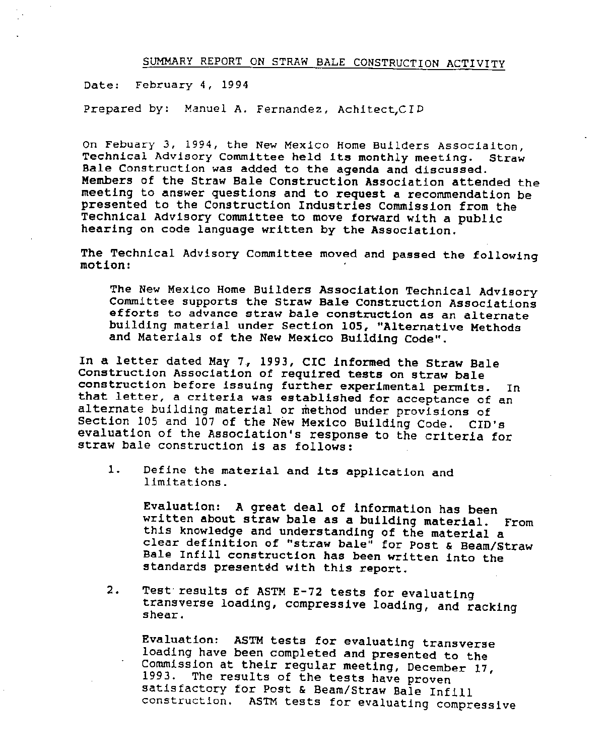## SUMMARY REPORT ON STRAW BALE CONSTRUCTION ACTIVITY

Date: February 4, 1994

Prepared by: Manuel A. Fernandez, Achitect,CID

On Febuary 3, 1994, the New Mexico Home Builders Associaiton, Technical Advisory Committee held its monthly meeting. Straw Bale Construction was added to the agenda and discussed. Members of the Straw Bale Construction Association attended the meeting to answer questions and to request a recommendation be presented to the Construction Industries Commission from the Technical Advisory Committee to move forward with a public hearing on code language written by the Association.

The Technical Advisory Committee moved and passed the following motion:

> The New Mexico Home Builders Association Technical Advisory Committee supports the Straw Bale Construction Associations efforts to advance straw bale construction as an alternate building material under Section 105, "Alternative Methods and Materials of the New Mexico Building Code".

In a letter dated May 7, 1993, CIC informed the Straw Bale Construction Association of required tests on straw bale construction before issuing further experimental permits. In that letter, a criteria was established for acceptance of an alternate building material or method under provisions of Section 105 and 107 of the New Mexico Building Code. CID's evaluation of the Association's response to the criteria for straw bale construction is as follows:

1. Define the material and its application and limitations.

   Evaluation: A great deal of information has been written about straw bale as a building material. From this knowledge and understanding of the material a clear definition of "straw bale" for Post & Beam/Straw Bale Infill construction has been written into the standards presentðd with this report.

2. Test results of ASTM E-72 tests for evaluating transverse loading, compressive loading, and racking shear.

   Evaluation: ASTM tests for evaluating transverse loading have been completed and presented to the Commission at their regular meeting, December 17, 1993. The results of the tests have proven satisfactory for Post & Beam/Straw Bale Infill construction. ASTM tests for evaluating compressive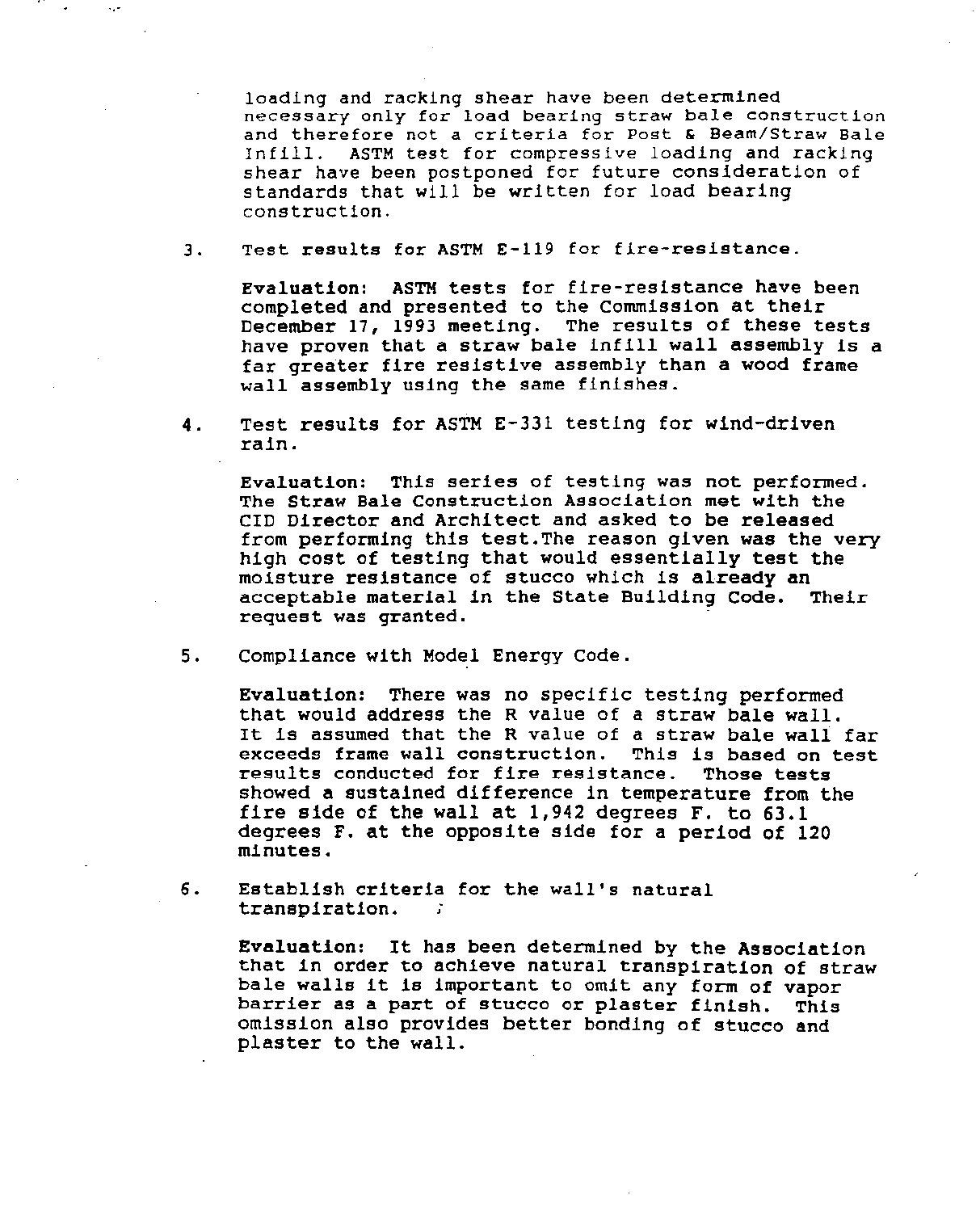loading and racking shear have been determined necessary only for load bearing straw bale construction and therefore not a criteria for Post & Beam/Straw Bale Infill. ASTM test for compressive loading and racking shear have been postponed for future consideration of standards that will be written for load bearing construction.

3. Test results for ASTM E-119 for fire-resistance.

   **Evaluation:** ASTM tests for fire-resistance have been completed and presented to the Commission at their December 17, 1993 meeting. The results of these tests have proven that a straw bale infill wall assembly is a far greater fire resistive assembly than a wood frame wall assembly using the same finishes.

4. Test results for ASTM E-331 testing for wind-driven rain.

   **Evaluation:** This series of testing was not performed. The Straw Bale Construction Association met with the CID Director and Architect and asked to be released from performing this test.The reason given was the very high cost of testing that would essentially test the moisture resistance of stucco which is already an acceptable material in the State Building Code. Their request was granted.

5. Compliance with Model Energy Code.

   **Evaluation:** There was no specific testing performed that would address the R value of a straw bale wall. It is assumed that the R value of a straw bale wall far exceeds frame wall construction. This is based on test results conducted for fire resistance. Those tests showed a sustained difference in temperature from the fire side of the wall at 1,942 degrees F. to 63.1 degrees F. at the opposite side for a period of 120 minutes.

6. Establish criteria for the wall's natural transpiration.

   **Evaluation:** It has been determined by the Association that in order to achieve natural transpiration of straw bale walls it is important to omit any form of vapor barrier as a part of stucco or plaster finish. This omission also provides better bonding of stucco and plaster to the wall.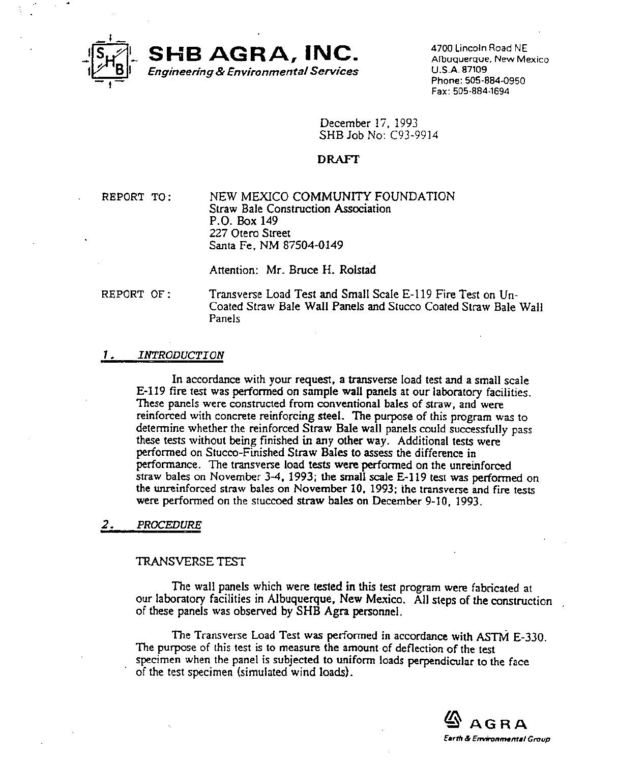# SHB AGRA, INC.

*Engineering & Environmental Services*

4700 Lincoln Road NE
Albuquerque, New Mexico
U.S.A. 87109
Phone: 505-884-0950
Fax: 505-884-1694

December 17, 1993
SHB Job No: C93-9914

**DRAFT**

REPORT TO: NEW MEXICO COMMUNITY FOUNDATION
Straw Bale Construction Association
P.O. Box 149
227 Otero Street
Santa Fe, NM 87504-0149

Attention: Mr. Bruce H. Rolstad

REPORT OF: Transverse Load Test and Small Scale E-119 Fire Test on Un-Coated Straw Bale Wall Panels and Stucco Coated Straw Bale Wall Panels

## 1. INTRODUCTION

In accordance with your request, a transverse load test and a small scale E-119 fire test was performed on sample wall panels at our laboratory facilities. These panels were constructed from conventional bales of straw, and were reinforced with concrete reinforcing steel. The purpose of this program was to determine whether the reinforced Straw Bale wall panels could successfully pass these tests without being finished in any other way. Additional tests were performed on Stucco-Finished Straw Bales to assess the difference in performance. The transverse load tests were performed on the unreinforced straw bales on November 3-4, 1993; the small scale E-119 test was performed on the unreinforced straw bales on November 10, 1993; the transverse and fire tests were performed on the stuccoed straw bales on December 9-10, 1993.

## 2. PROCEDURE

### TRANSVERSE TEST

The wall panels which were tested in this test program were fabricated at our laboratory facilities in Albuquerque, New Mexico. All steps of the construction of these panels was observed by SHB Agra personnel.

The Transverse Load Test was performed in accordance with ASTM E-330. The purpose of this test is to measure the amount of deflection of the test specimen when the panel is subjected to uniform loads perpendicular to the face of the test specimen (simulated wind loads).

AGRA
*Earth & Environmental Group*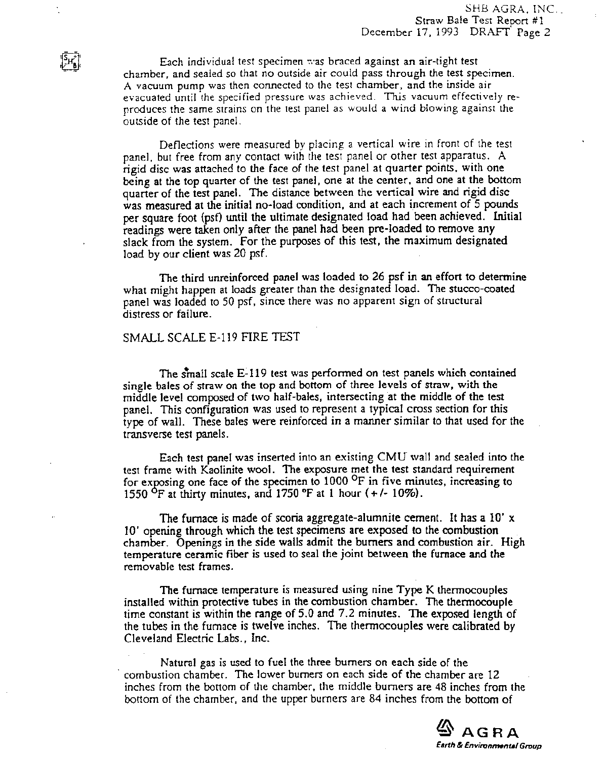Each individual test specimen was braced against an air-tight test chamber, and sealed so that no outside air could pass through the test specimen. A vacuum pump was then connected to the test chamber, and the inside air evacuated until the specified pressure was achieved. This vacuum effectively re-produces the same strains on the test panel as would a wind blowing against the outside of the test panel.

Deflections were measured by placing a vertical wire in front of the test panel, but free from any contact with the test panel or other test apparatus. A rigid disc was attached to the face of the test panel at quarter points, with one being at the top quarter of the test panel, one at the center, and one at the bottom quarter of the test panel. The distance between the vertical wire and rigid disc was measured at the initial no-load condition, and at each increment of 5 pounds per square foot (psf) until the ultimate designated load had been achieved. Initial readings were taken only after the panel had been pre-loaded to remove any slack from the system. For the purposes of this test, the maximum designated load by our client was 20 psf.

The third unreinforced panel was loaded to 26 psf in an effort to determine what might happen at loads greater than the designated load. The stucco-coated panel was loaded to 50 psf, since there was no apparent sign of structural distress or failure.

## SMALL SCALE E-119 FIRE TEST

The small scale E-119 test was performed on test panels which contained single bales of straw on the top and bottom of three levels of straw, with the middle level composed of two half-bales, intersecting at the middle of the test panel. This configuration was used to represent a typical cross section for this type of wall. These bales were reinforced in a manner similar to that used for the transverse test panels.

Each test panel was inserted into an existing CMU wall and sealed into the test frame with Kaolinite wool. The exposure met the test standard requirement for exposing one face of the specimen to 1000 °F in five minutes, increasing to 1550 °F at thirty minutes, and 1750 °F at 1 hour (+/- 10%).

The furnace is made of scoria aggregate-alumnite cement. It has a 10' x 10' opening through which the test specimens are exposed to the combustion chamber. Openings in the side walls admit the burners and combustion air. High temperature ceramic fiber is used to seal the joint between the furnace and the removable test frames.

The furnace temperature is measured using nine Type K thermocouples installed within protective tubes in the combustion chamber. The thermocouple time constant is within the range of 5.0 and 7.2 minutes. The exposed length of the tubes in the furnace is twelve inches. The thermocouples were calibrated by Cleveland Electric Labs., Inc.

Natural gas is used to fuel the three burners on each side of the combustion chamber. The lower burners on each side of the chamber are 12 inches from the bottom of the chamber, the middle burners are 48 inches from the bottom of the chamber, and the upper burners are 84 inches from the bottom of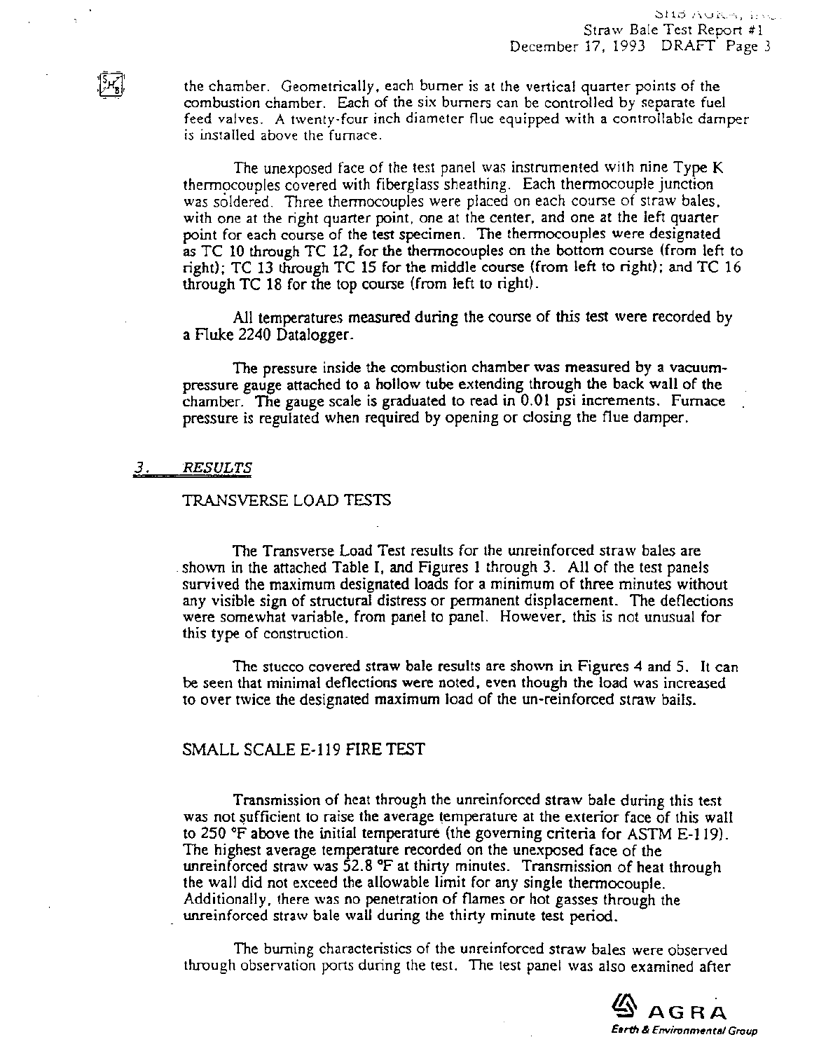the chamber. Geometrically, each burner is at the vertical quarter points of the combustion chamber. Each of the six burners can be controlled by separate fuel feed valves. A twenty-four inch diameter flue equipped with a controllable damper is installed above the furnace.

The unexposed face of the test panel was instrumented with nine Type K thermocouples covered with fiberglass sheathing. Each thermocouple junction was soldered. Three thermocouples were placed on each course of straw bales, with one at the right quarter point, one at the center, and one at the left quarter point for each course of the test specimen. The thermocouples were designated as TC 10 through TC 12, for the thermocouples on the bottom course (from left to right); TC 13 through TC 15 for the middle course (from left to right); and TC 16 through TC 18 for the top course (from left to right).

All temperatures measured during the course of this test were recorded by a Fluke 2240 Datalogger.

The pressure inside the combustion chamber was measured by a vacuum-pressure gauge attached to a hollow tube extending through the back wall of the chamber. The gauge scale is graduated to read in 0.01 psi increments. Furnace pressure is regulated when required by opening or closing the flue damper.

## *3. RESULTS*

### TRANSVERSE LOAD TESTS

The Transverse Load Test results for the unreinforced straw bales are shown in the attached Table I, and Figures 1 through 3. All of the test panels survived the maximum designated loads for a minimum of three minutes without any visible sign of structural distress or permanent displacement. The deflections were somewhat variable, from panel to panel. However, this is not unusual for this type of construction.

The stucco covered straw bale results are shown in Figures 4 and 5. It can be seen that minimal deflections were noted, even though the load was increased to over twice the designated maximum load of the un-reinforced straw bails.

### SMALL SCALE E-119 FIRE TEST

Transmission of heat through the unreinforced straw bale during this test was not sufficient to raise the average temperature at the exterior face of this wall to 250 °F above the initial temperature (the governing criteria for ASTM E-119). The highest average temperature recorded on the unexposed face of the unreinforced straw was 52.8 °F at thirty minutes. Transmission of heat through the wall did not exceed the allowable limit for any single thermocouple. Additionally, there was no penetration of flames or hot gasses through the unreinforced straw bale wall during the thirty minute test period.

The burning characteristics of the unreinforced straw bales were observed through observation ports during the test. The test panel was also examined after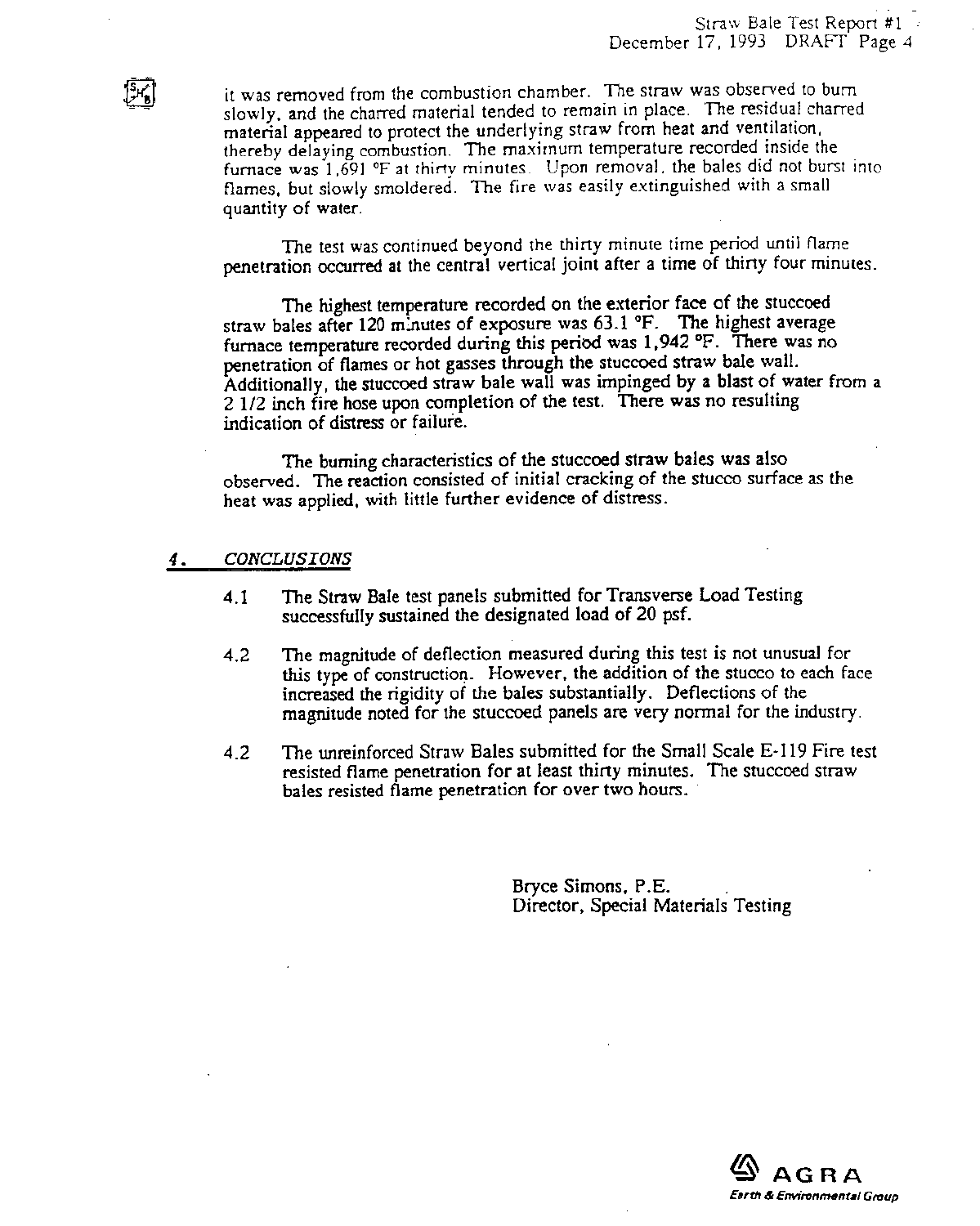it was removed from the combustion chamber. The straw was observed to burn slowly, and the charred material tended to remain in place. The residual charred material appeared to protect the underlying straw from heat and ventilation, thereby delaying combustion. The maximum temperature recorded inside the furnace was 1,691 °F at thirty minutes. Upon removal, the bales did not burst into flames, but slowly smoldered. The fire was easily extinguished with a small quantity of water.

The test was continued beyond the thirty minute time period until flame penetration occurred at the central vertical joint after a time of thirty four minutes.

The highest temperature recorded on the exterior face of the stuccoed straw bales after 120 minutes of exposure was 63.1 °F. The highest average furnace temperature recorded during this period was 1,942 °F. There was no penetration of flames or hot gasses through the stuccoed straw bale wall. Additionally, the stuccoed straw bale wall was impinged by a blast of water from a 2 1/2 inch fire hose upon completion of the test. There was no resulting indication of distress or failure.

The burning characteristics of the stuccoed straw bales was also observed. The reaction consisted of initial cracking of the stucco surface as the heat was applied, with little further evidence of distress.

## 4. *CONCLUSIONS*

4.1 The Straw Bale test panels submitted for Transverse Load Testing successfully sustained the designated load of 20 psf.

4.2 The magnitude of deflection measured during this test is not unusual for this type of construction. However, the addition of the stucco to each face increased the rigidity of the bales substantially. Deflections of the magnitude noted for the stuccoed panels are very normal for the industry.

4.2 The unreinforced Straw Bales submitted for the Small Scale E-119 Fire test resisted flame penetration for at least thirty minutes. The stuccoed straw bales resisted flame penetration for over two hours.

Bryce Simons, P.E.
Director, Special Materials Testing

AGRA
Earth & Environmental Group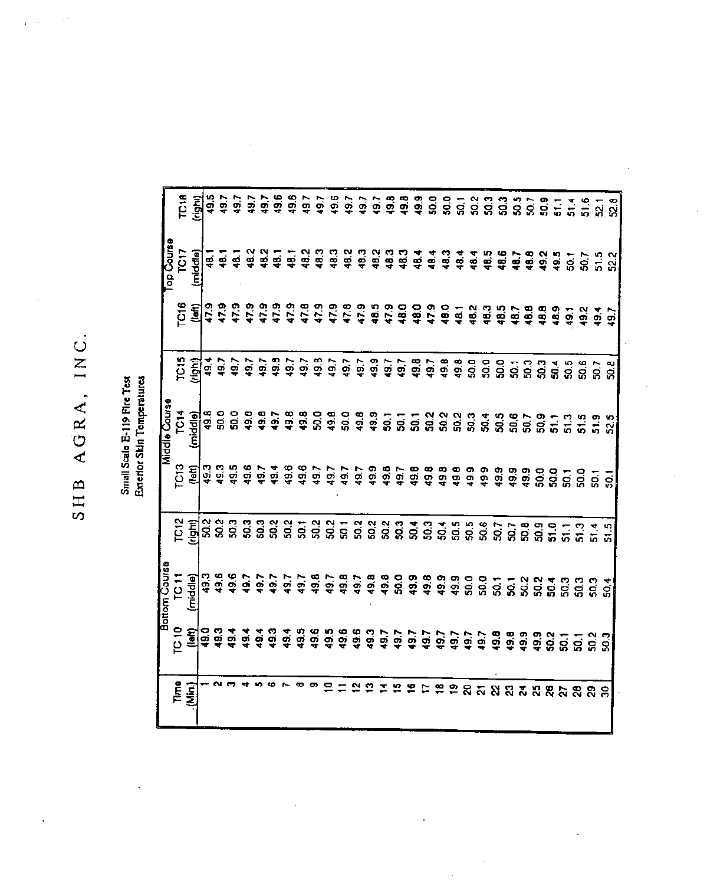# SHB AGRA, INC.

Small Scale E-119 Fire Test
Exterior Skin Temperatures

| Time | Bottom Course | | | Middle Course | | | Top Course | | |
|---|---|---|---|---|---|---|---|---|---|
| (Min.) | TC 10 (left) | TC 11 (middle) | TC12 (right) | TC13 (left) | TC14 (middle) | TC15 (right) | TC16 (left) | TC17 (middle) | TC18 (right) |
| 1 | 49.0 | 49.3 | 50.2 | 49.3 | 49.8 | 49.4 | 47.9 | 48.1 | 49.5 |
| 2 | 49.3 | 49.6 | 50.2 | 49.3 | 50.0 | 49.7 | 47.9 | 48.1 | 49.7 |
| 3 | 49.4 | 49.6 | 50.3 | 49.5 | 50.0 | 49.7 | 47.9 | 48.1 | 49.7 |
| 4 | 49.4 | 49.7 | 50.3 | 49.6 | 49.8 | 49.7 | 47.9 | 48.2 | 49.7 |
| 5 | 49.4 | 49.7 | 50.3 | 49.7 | 49.8 | 49.7 | 47.9 | 48.2 | 49.7 |
| 6 | 49.3 | 49.7 | 50.2 | 49.4 | 49.7 | 49.8 | 47.9 | 48.1 | 49.6 |
| 7 | 49.4 | 49.7 | 50.2 | 49.6 | 49.8 | 49.7 | 47.9 | 48.1 | 49.6 |
| 8 | 49.5 | 49.7 | 50.1 | 49.6 | 49.8 | 49.7 | 47.8 | 48.2 | 49.7 |
| 9 | 49.6 | 49.8 | 50.2 | 49.7 | 50.0 | 49.8 | 47.9 | 48.3 | 49.7 |
| 10 | 49.5 | 49.7 | 50.2 | 49.7 | 49.8 | 49.7 | 47.9 | 48.3 | 49.6 |
| 11 | 49.6 | 49.8 | 50.1 | 49.7 | 50.0 | 49.7 | 47.8 | 48.2 | 49.7 |
| 12 | 49.6 | 49.7 | 50.2 | 49.7 | 49.8 | 49.7 | 47.9 | 48.3 | 49.7 |
| 13 | 49.3 | 49.8 | 50.2 | 49.9 | 49.9 | 49.9 | 48.5 | 48.2 | 49.7 |
| 14 | 49.7 | 49.8 | 50.2 | 49.8 | 50.1 | 49.7 | 47.9 | 48.3 | 49.8 |
| 15 | 49.7 | 50.0 | 50.3 | 49.7 | 50.1 | 49.7 | 48.0 | 48.3 | 49.8 |
| 16 | 49.7 | 49.9 | 50.4 | 49.8 | 50.1 | 49.8 | 48.0 | 48.4 | 49.9 |
| 17 | 49.7 | 49.8 | 50.3 | 49.8 | 50.2 | 49.7 | 47.9 | 48.4 | 50.0 |
| 18 | 49.7 | 49.9 | 50.4 | 49.8 | 50.2 | 49.8 | 48.0 | 48.3 | 50.0 |
| 19 | 49.7 | 49.9 | 50.5 | 49.8 | 50.2 | 49.8 | 48.1 | 48.4 | 50.1 |
| 20 | 49.7 | 50.0 | 50.5 | 49.9 | 50.3 | 50.0 | 48.2 | 48.4 | 50.2 |
| 21 | 49.7 | 50.0 | 50.6 | 49.9 | 50.4 | 50.0 | 48.3 | 48.5 | 50.3 |
| 22 | 49.8 | 50.1 | 50.7 | 49.9 | 50.5 | 50.0 | 48.5 | 48.6 | 50.3 |
| 23 | 49.8 | 50.1 | 50.7 | 49.9 | 50.6 | 50.1 | 48.7 | 48.7 | 50.5 |
| 24 | 49.9 | 50.2 | 50.8 | 49.9 | 50.7 | 50.3 | 48.8 | 48.8 | 50.7 |
| 25 | 49.9 | 50.2 | 50.9 | 50.0 | 50.9 | 50.3 | 48.8 | 49.2 | 50.9 |
| 26 | 50.2 | 50.4 | 51.0 | 50.0 | 51.1 | 50.4 | 48.9 | 49.5 | 51.1 |
| 27 | 50.1 | 50.3 | 51.1 | 50.1 | 51.3 | 50.5 | 49.1 | 50.1 | 51.4 |
| 28 | 50.1 | 50.3 | 51.3 | 50.0 | 51.5 | 50.6 | 49.2 | 50.7 | 51.6 |
| 29 | 50.2 | 50.3 | 51.4 | 50.1 | 51.9 | 50.7 | 49.4 | 51.5 | 52.1 |
| 30 | 50.3 | 50.4 | 51.5 | 50.1 | 52.5 | 50.8 | 49.7 | 52.2 | 52.8 |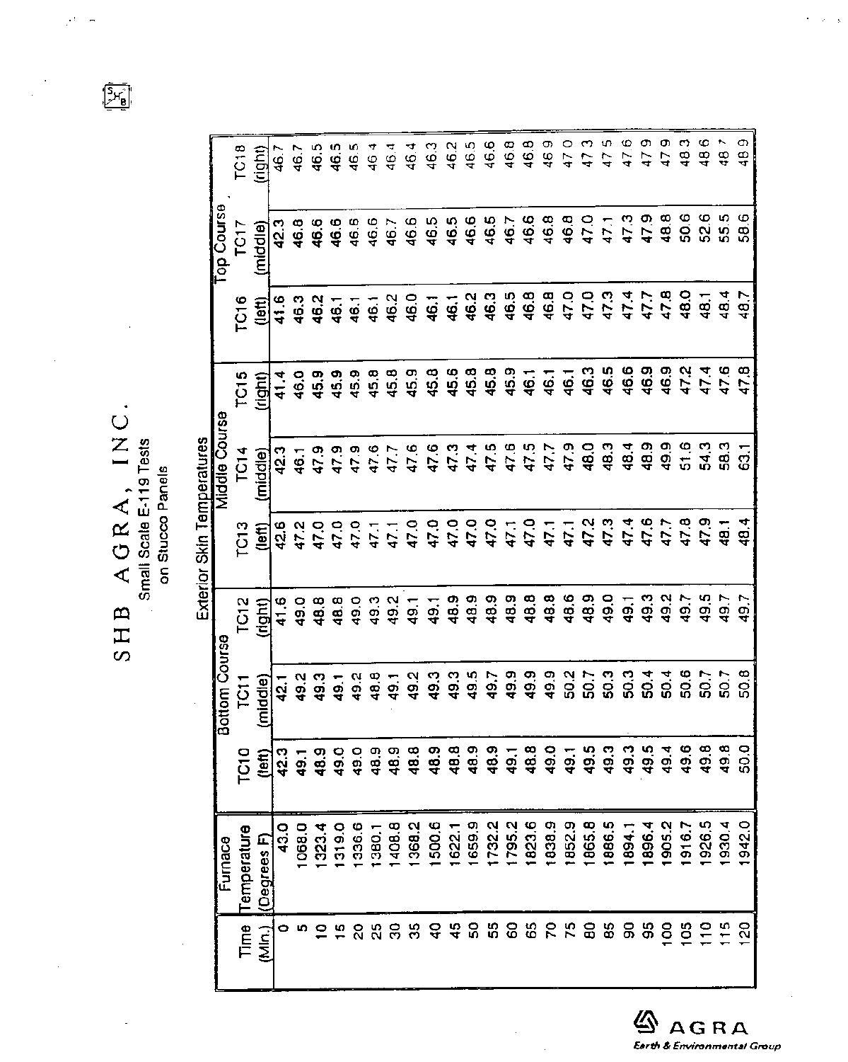# SHB AGRA, INC.

Small Scale E-119 Tests
on Stucco Panels

Exterior Skin Temperatures

| Time | Furnace | Bottom Course | | | Middle Course | | | Top Course | | |
|---|---|---|---|---|---|---|---|---|---|---|
| | Temperature | TC10 | TC11 | TC12 | TC13 | TC14 | TC15 | TC16 | TC17 | TC18 |
| (Min.) | (Degrees F) | (left) | (middle) | (right) | (left) | (middle) | (right) | (left) | (middle) | (right) |
| 0 | 43.0 | 42.3 | 42.1 | 41.6 | 42.6 | 42.3 | 41.4 | 41.6 | 42.3 | 46.7 |
| 5 | 1068.0 | 49.1 | 49.2 | 49.0 | 47.2 | 46.1 | 46.0 | 46.3 | 46.8 | 46.7 |
| 10 | 1323.4 | 48.9 | 49.3 | 48.8 | 47.0 | 47.9 | 45.9 | 46.2 | 46.6 | 46.5 |
| 15 | 1319.0 | 49.0 | 49.1 | 48.8 | 47.0 | 47.9 | 45.9 | 46.1 | 46.6 | 46.5 |
| 20 | 1336.6 | 49.0 | 49.2 | 49.0 | 47.0 | 47.9 | 45.9 | 46.1 | 46.6 | 46.5 |
| 25 | 1380.1 | 48.9 | 48.8 | 49.3 | 47.1 | 47.6 | 45.8 | 46.1 | 46.6 | 46.4 |
| 30 | 1408.8 | 48.9 | 49.1 | 49.2 | 47.1 | 47.7 | 45.8 | 46.2 | 46.7 | 46.4 |
| 35 | 1368.2 | 48.8 | 49.2 | 49.1 | 47.0 | 47.6 | 45.9 | 46.0 | 46.6 | 46.4 |
| 40 | 1500.6 | 48.9 | 49.3 | 49.1 | 47.0 | 47.6 | 45.8 | 46.1 | 46.5 | 46.3 |
| 45 | 1622.1 | 48.8 | 49.3 | 48.9 | 47.0 | 47.3 | 45.6 | 46.1 | 46.5 | 46.2 |
| 50 | 1659.9 | 48.9 | 49.5 | 48.9 | 47.0 | 47.4 | 45.8 | 46.2 | 46.6 | 46.5 |
| 55 | 1732.2 | 48.9 | 49.7 | 48.9 | 47.0 | 47.5 | 45.8 | 46.3 | 46.5 | 46.6 |
| 60 | 1795.2 | 49.1 | 49.9 | 48.9 | 47.1 | 47.6 | 45.9 | 46.5 | 46.7 | 46.8 |
| 65 | 1823.6 | 48.8 | 49.9 | 48.8 | 47.0 | 47.5 | 46.1 | 46.8 | 46.6 | 46.8 |
| 70 | 1838.9 | 49.0 | 49.9 | 48.8 | 47.1 | 47.7 | 46.1 | 46.8 | 46.8 | 46.9 |
| 75 | 1852.9 | 49.1 | 50.2 | 48.6 | 47.1 | 47.9 | 46.1 | 47.0 | 46.8 | 47.0 |
| 80 | 1865.8 | 49.5 | 50.7 | 48.9 | 47.2 | 48.0 | 46.3 | 47.0 | 47.0 | 47.3 |
| 85 | 1886.5 | 49.3 | 50.3 | 49.0 | 47.3 | 48.3 | 46.5 | 47.3 | 47.1 | 47.5 |
| 90 | 1894.1 | 49.3 | 50.3 | 49.1 | 47.4 | 48.4 | 46.6 | 47.4 | 47.3 | 47.6 |
| 95 | 1896.4 | 49.5 | 50.4 | 49.3 | 47.6 | 48.9 | 46.9 | 47.7 | 47.9 | 47.9 |
| 100 | 1905.2 | 49.4 | 50.4 | 49.2 | 47.7 | 49.9 | 46.9 | 47.8 | 48.8 | 47.9 |
| 105 | 1916.7 | 49.6 | 50.6 | 49.7 | 47.8 | 51.6 | 47.2 | 48.0 | 50.6 | 48.3 |
| 110 | 1926.5 | 49.8 | 50.7 | 49.5 | 47.9 | 54.3 | 47.4 | 48.1 | 52.6 | 48.6 |
| 115 | 1930.4 | 49.8 | 50.7 | 49.7 | 48.1 | 58.3 | 47.6 | 48.4 | 55.5 | 48.7 |
| 120 | 1942.0 | 50.0 | 50.8 | 49.7 | 48.4 | 63.1 | 47.8 | 48.7 | 58.6 | 48.9 |

AGRA
Earth & Environmental Group